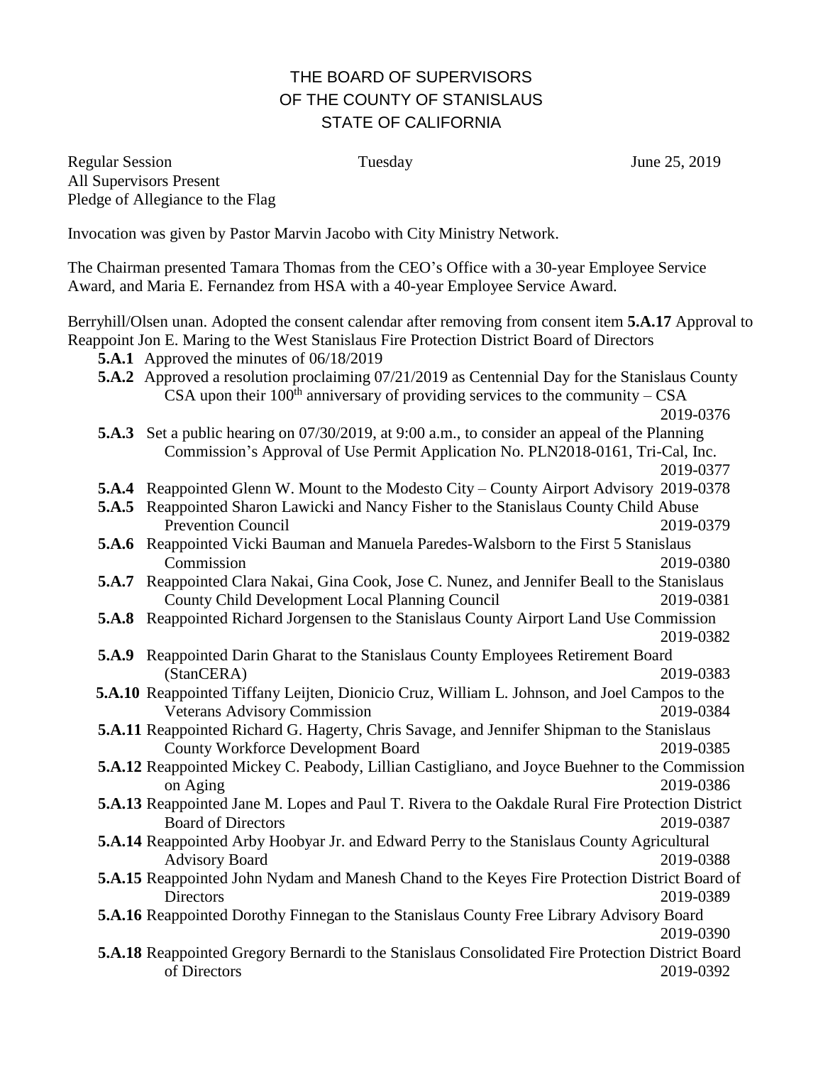# THE BOARD OF SUPERVISORS OF THE COUNTY OF STANISLAUS STATE OF CALIFORNIA

Regular Session Tuesday June 25, 2019
All Supervisors Present
Pledge of Allegiance to the Flag

Invocation was given by Pastor Marvin Jacobo with City Ministry Network.

The Chairman presented Tamara Thomas from the CEO's Office with a 30-year Employee Service Award, and Maria E. Fernandez from HSA with a 40-year Employee Service Award.

Berryhill/Olsen unan. Adopted the consent calendar after removing from consent item **5.A.17** Approval to Reappoint Jon E. Maring to the West Stanislaus Fire Protection District Board of Directors

- **5.A.1** Approved the minutes of 06/18/2019
- **5.A.2** Approved a resolution proclaiming 07/21/2019 as Centennial Day for the Stanislaus County CSA upon their 100th anniversary of providing services to the community – CSA 2019-0376
- **5.A.3** Set a public hearing on 07/30/2019, at 9:00 a.m., to consider an appeal of the Planning Commission's Approval of Use Permit Application No. PLN2018-0161, Tri-Cal, Inc. 2019-0377
- **5.A.4** Reappointed Glenn W. Mount to the Modesto City – County Airport Advisory 2019-0378
- **5.A.5** Reappointed Sharon Lawicki and Nancy Fisher to the Stanislaus County Child Abuse Prevention Council 2019-0379
- **5.A.6** Reappointed Vicki Bauman and Manuela Paredes-Walsborn to the First 5 Stanislaus Commission 2019-0380
- **5.A.7** Reappointed Clara Nakai, Gina Cook, Jose C. Nunez, and Jennifer Beall to the Stanislaus County Child Development Local Planning Council 2019-0381
- **5.A.8** Reappointed Richard Jorgensen to the Stanislaus County Airport Land Use Commission 2019-0382
- **5.A.9** Reappointed Darin Gharat to the Stanislaus County Employees Retirement Board (StanCERA) 2019-0383
- **5.A.10** Reappointed Tiffany Leijten, Dionicio Cruz, William L. Johnson, and Joel Campos to the Veterans Advisory Commission 2019-0384
- **5.A.11** Reappointed Richard G. Hagerty, Chris Savage, and Jennifer Shipman to the Stanislaus County Workforce Development Board 2019-0385
- **5.A.12** Reappointed Mickey C. Peabody, Lillian Castigliano, and Joyce Buehner to the Commission on Aging 2019-0386
- **5.A.13** Reappointed Jane M. Lopes and Paul T. Rivera to the Oakdale Rural Fire Protection District Board of Directors 2019-0387
- **5.A.14** Reappointed Arby Hoobyar Jr. and Edward Perry to the Stanislaus County Agricultural Advisory Board 2019-0388
- **5.A.15** Reappointed John Nydam and Manesh Chand to the Keyes Fire Protection District Board of Directors 2019-0389
- **5.A.16** Reappointed Dorothy Finnegan to the Stanislaus County Free Library Advisory Board 2019-0390
- **5.A.18** Reappointed Gregory Bernardi to the Stanislaus Consolidated Fire Protection District Board of Directors 2019-0392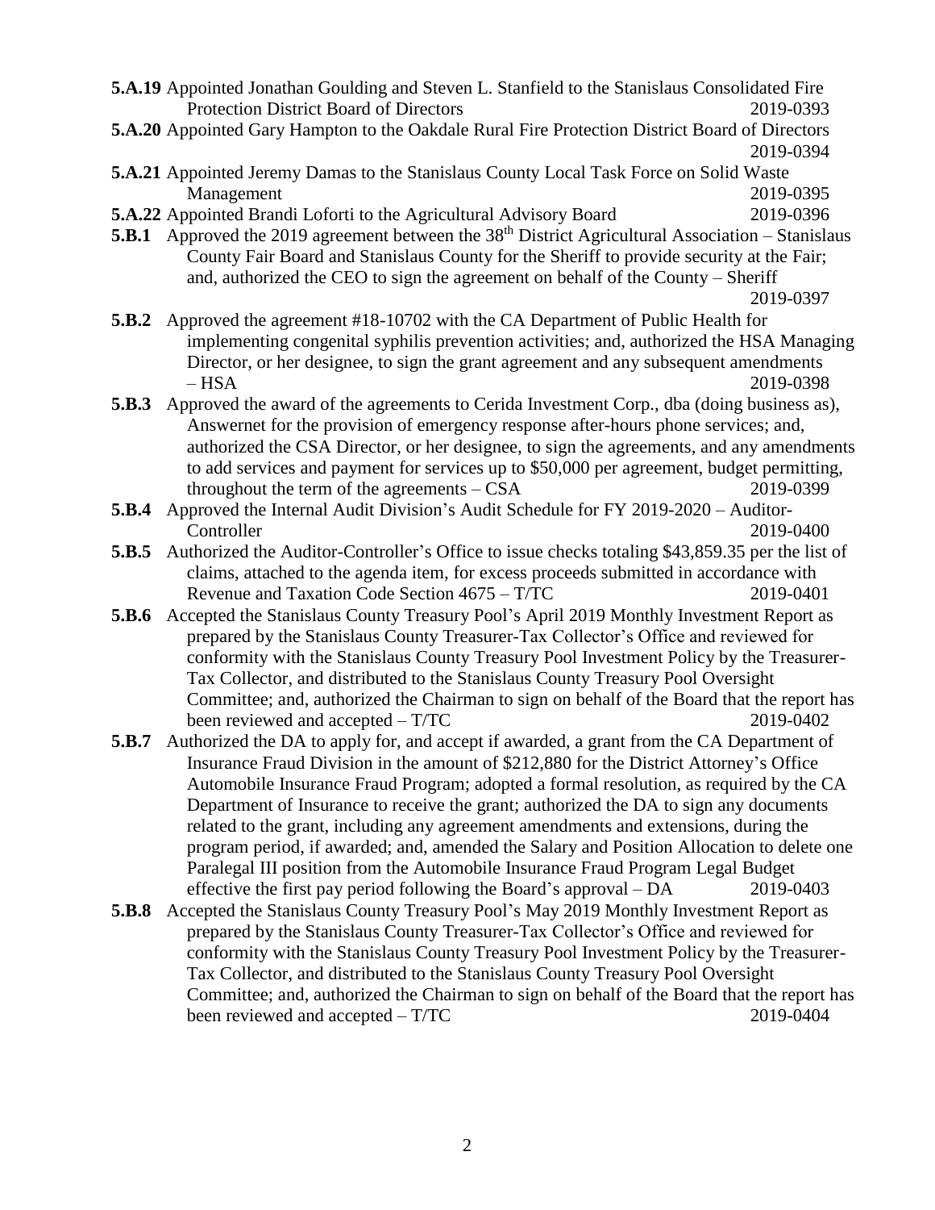**5.A.19** Appointed Jonathan Goulding and Steven L. Stanfield to the Stanislaus Consolidated Fire Protection District Board of Directors 2019-0393

**5.A.20** Appointed Gary Hampton to the Oakdale Rural Fire Protection District Board of Directors 2019-0394

**5.A.21** Appointed Jeremy Damas to the Stanislaus County Local Task Force on Solid Waste Management 2019-0395

**5.A.22** Appointed Brandi Loforti to the Agricultural Advisory Board 2019-0396

**5.B.1** Approved the 2019 agreement between the 38th District Agricultural Association – Stanislaus County Fair Board and Stanislaus County for the Sheriff to provide security at the Fair; and, authorized the CEO to sign the agreement on behalf of the County – Sheriff 2019-0397

**5.B.2** Approved the agreement #18-10702 with the CA Department of Public Health for implementing congenital syphilis prevention activities; and, authorized the HSA Managing Director, or her designee, to sign the grant agreement and any subsequent amendments – HSA 2019-0398

**5.B.3** Approved the award of the agreements to Cerida Investment Corp., dba (doing business as), Answernet for the provision of emergency response after-hours phone services; and, authorized the CSA Director, or her designee, to sign the agreements, and any amendments to add services and payment for services up to $50,000 per agreement, budget permitting, throughout the term of the agreements – CSA 2019-0399

**5.B.4** Approved the Internal Audit Division's Audit Schedule for FY 2019-2020 – Auditor-Controller 2019-0400

**5.B.5** Authorized the Auditor-Controller's Office to issue checks totaling $43,859.35 per the list of claims, attached to the agenda item, for excess proceeds submitted in accordance with Revenue and Taxation Code Section 4675 – T/TC 2019-0401

**5.B.6** Accepted the Stanislaus County Treasury Pool's April 2019 Monthly Investment Report as prepared by the Stanislaus County Treasurer-Tax Collector's Office and reviewed for conformity with the Stanislaus County Treasury Pool Investment Policy by the Treasurer-Tax Collector, and distributed to the Stanislaus County Treasury Pool Oversight Committee; and, authorized the Chairman to sign on behalf of the Board that the report has been reviewed and accepted – T/TC 2019-0402

**5.B.7** Authorized the DA to apply for, and accept if awarded, a grant from the CA Department of Insurance Fraud Division in the amount of $212,880 for the District Attorney's Office Automobile Insurance Fraud Program; adopted a formal resolution, as required by the CA Department of Insurance to receive the grant; authorized the DA to sign any documents related to the grant, including any agreement amendments and extensions, during the program period, if awarded; and, amended the Salary and Position Allocation to delete one Paralegal III position from the Automobile Insurance Fraud Program Legal Budget effective the first pay period following the Board's approval – DA 2019-0403

**5.B.8** Accepted the Stanislaus County Treasury Pool's May 2019 Monthly Investment Report as prepared by the Stanislaus County Treasurer-Tax Collector's Office and reviewed for conformity with the Stanislaus County Treasury Pool Investment Policy by the Treasurer-Tax Collector, and distributed to the Stanislaus County Treasury Pool Oversight Committee; and, authorized the Chairman to sign on behalf of the Board that the report has been reviewed and accepted – T/TC 2019-0404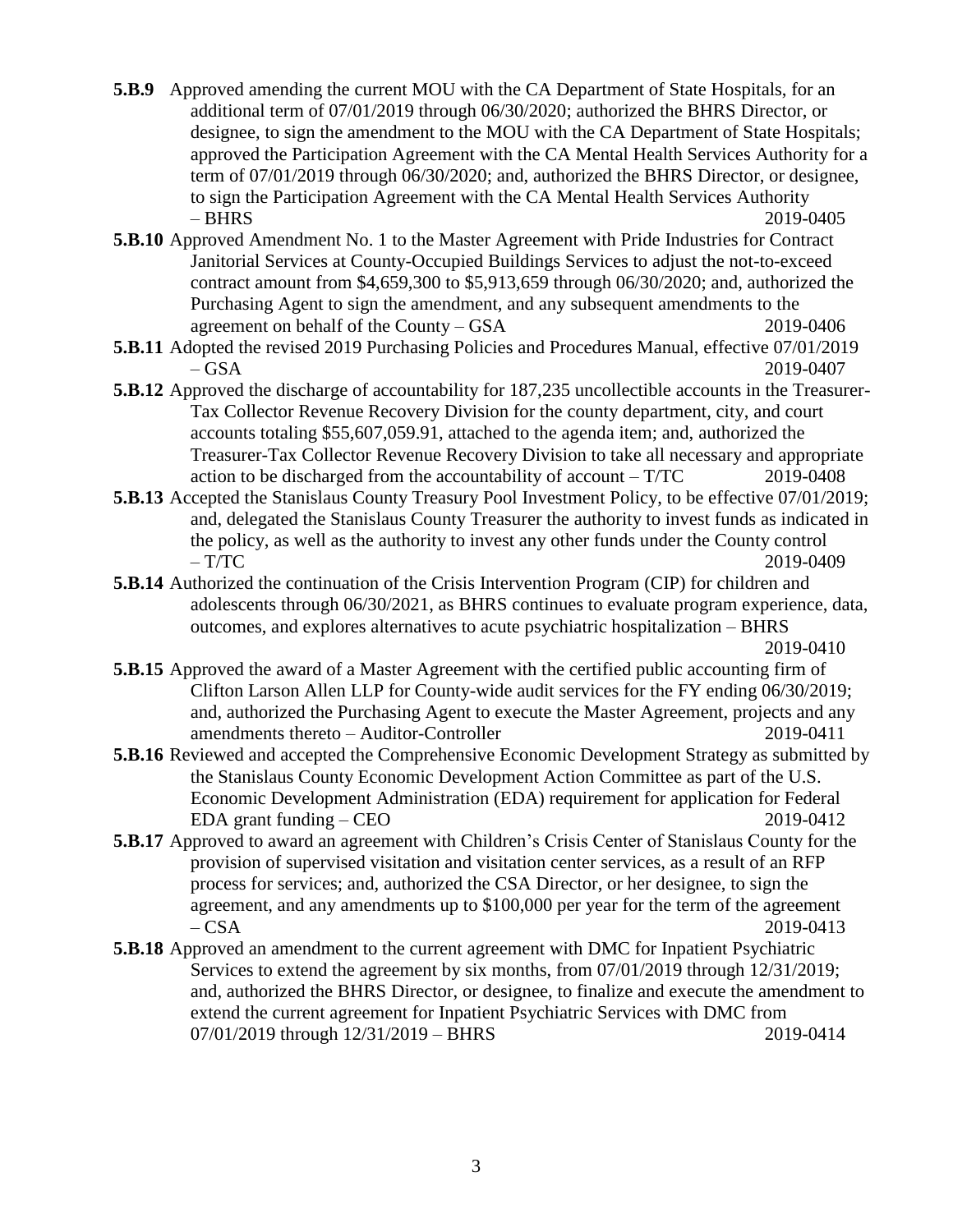**5.B.9** Approved amending the current MOU with the CA Department of State Hospitals, for an additional term of 07/01/2019 through 06/30/2020; authorized the BHRS Director, or designee, to sign the amendment to the MOU with the CA Department of State Hospitals; approved the Participation Agreement with the CA Mental Health Services Authority for a term of 07/01/2019 through 06/30/2020; and, authorized the BHRS Director, or designee, to sign the Participation Agreement with the CA Mental Health Services Authority – BHRS 2019-0405

**5.B.10** Approved Amendment No. 1 to the Master Agreement with Pride Industries for Contract Janitorial Services at County-Occupied Buildings Services to adjust the not-to-exceed contract amount from $4,659,300 to $5,913,659 through 06/30/2020; and, authorized the Purchasing Agent to sign the amendment, and any subsequent amendments to the agreement on behalf of the County – GSA 2019-0406

**5.B.11** Adopted the revised 2019 Purchasing Policies and Procedures Manual, effective 07/01/2019 – GSA 2019-0407

**5.B.12** Approved the discharge of accountability for 187,235 uncollectible accounts in the Treasurer-Tax Collector Revenue Recovery Division for the county department, city, and court accounts totaling $55,607,059.91, attached to the agenda item; and, authorized the Treasurer-Tax Collector Revenue Recovery Division to take all necessary and appropriate action to be discharged from the accountability of account – T/TC 2019-0408

**5.B.13** Accepted the Stanislaus County Treasury Pool Investment Policy, to be effective 07/01/2019; and, delegated the Stanislaus County Treasurer the authority to invest funds as indicated in the policy, as well as the authority to invest any other funds under the County control – T/TC 2019-0409

**5.B.14** Authorized the continuation of the Crisis Intervention Program (CIP) for children and adolescents through 06/30/2021, as BHRS continues to evaluate program experience, data, outcomes, and explores alternatives to acute psychiatric hospitalization – BHRS 2019-0410

**5.B.15** Approved the award of a Master Agreement with the certified public accounting firm of Clifton Larson Allen LLP for County-wide audit services for the FY ending 06/30/2019; and, authorized the Purchasing Agent to execute the Master Agreement, projects and any amendments thereto – Auditor-Controller 2019-0411

**5.B.16** Reviewed and accepted the Comprehensive Economic Development Strategy as submitted by the Stanislaus County Economic Development Action Committee as part of the U.S. Economic Development Administration (EDA) requirement for application for Federal EDA grant funding – CEO 2019-0412

**5.B.17** Approved to award an agreement with Children's Crisis Center of Stanislaus County for the provision of supervised visitation and visitation center services, as a result of an RFP process for services; and, authorized the CSA Director, or her designee, to sign the agreement, and any amendments up to $100,000 per year for the term of the agreement – CSA 2019-0413

**5.B.18** Approved an amendment to the current agreement with DMC for Inpatient Psychiatric Services to extend the agreement by six months, from 07/01/2019 through 12/31/2019; and, authorized the BHRS Director, or designee, to finalize and execute the amendment to extend the current agreement for Inpatient Psychiatric Services with DMC from 07/01/2019 through 12/31/2019 – BHRS 2019-0414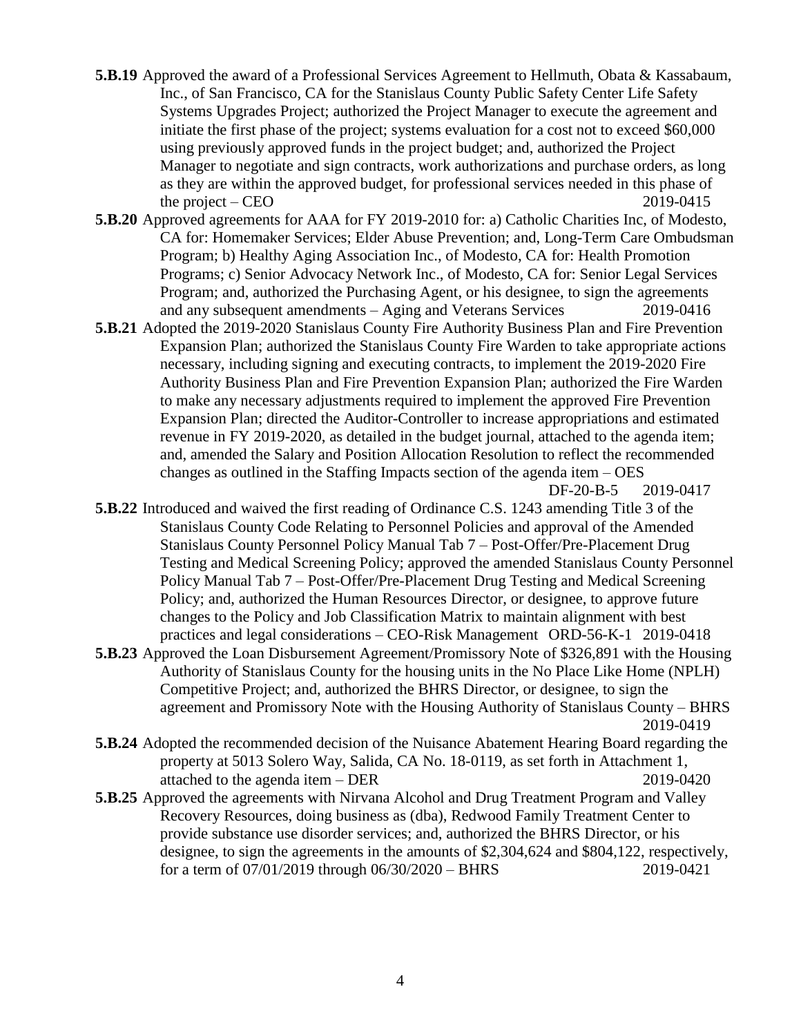**5.B.19** Approved the award of a Professional Services Agreement to Hellmuth, Obata & Kassabaum, Inc., of San Francisco, CA for the Stanislaus County Public Safety Center Life Safety Systems Upgrades Project; authorized the Project Manager to execute the agreement and initiate the first phase of the project; systems evaluation for a cost not to exceed $60,000 using previously approved funds in the project budget; and, authorized the Project Manager to negotiate and sign contracts, work authorizations and purchase orders, as long as they are within the approved budget, for professional services needed in this phase of the project – CEO 2019-0415

**5.B.20** Approved agreements for AAA for FY 2019-2010 for: a) Catholic Charities Inc, of Modesto, CA for: Homemaker Services; Elder Abuse Prevention; and, Long-Term Care Ombudsman Program; b) Healthy Aging Association Inc., of Modesto, CA for: Health Promotion Programs; c) Senior Advocacy Network Inc., of Modesto, CA for: Senior Legal Services Program; and, authorized the Purchasing Agent, or his designee, to sign the agreements and any subsequent amendments – Aging and Veterans Services 2019-0416

**5.B.21** Adopted the 2019-2020 Stanislaus County Fire Authority Business Plan and Fire Prevention Expansion Plan; authorized the Stanislaus County Fire Warden to take appropriate actions necessary, including signing and executing contracts, to implement the 2019-2020 Fire Authority Business Plan and Fire Prevention Expansion Plan; authorized the Fire Warden to make any necessary adjustments required to implement the approved Fire Prevention Expansion Plan; directed the Auditor-Controller to increase appropriations and estimated revenue in FY 2019-2020, as detailed in the budget journal, attached to the agenda item; and, amended the Salary and Position Allocation Resolution to reflect the recommended changes as outlined in the Staffing Impacts section of the agenda item – OES DF-20-B-5 2019-0417

**5.B.22** Introduced and waived the first reading of Ordinance C.S. 1243 amending Title 3 of the Stanislaus County Code Relating to Personnel Policies and approval of the Amended Stanislaus County Personnel Policy Manual Tab 7 – Post-Offer/Pre-Placement Drug Testing and Medical Screening Policy; approved the amended Stanislaus County Personnel Policy Manual Tab 7 – Post-Offer/Pre-Placement Drug Testing and Medical Screening Policy; and, authorized the Human Resources Director, or designee, to approve future changes to the Policy and Job Classification Matrix to maintain alignment with best practices and legal considerations – CEO-Risk Management ORD-56-K-1 2019-0418

**5.B.23** Approved the Loan Disbursement Agreement/Promissory Note of $326,891 with the Housing Authority of Stanislaus County for the housing units in the No Place Like Home (NPLH) Competitive Project; and, authorized the BHRS Director, or designee, to sign the agreement and Promissory Note with the Housing Authority of Stanislaus County – BHRS 2019-0419

**5.B.24** Adopted the recommended decision of the Nuisance Abatement Hearing Board regarding the property at 5013 Solero Way, Salida, CA No. 18-0119, as set forth in Attachment 1, attached to the agenda item – DER 2019-0420

**5.B.25** Approved the agreements with Nirvana Alcohol and Drug Treatment Program and Valley Recovery Resources, doing business as (dba), Redwood Family Treatment Center to provide substance use disorder services; and, authorized the BHRS Director, or his designee, to sign the agreements in the amounts of $2,304,624 and $804,122, respectively, for a term of 07/01/2019 through 06/30/2020 – BHRS 2019-0421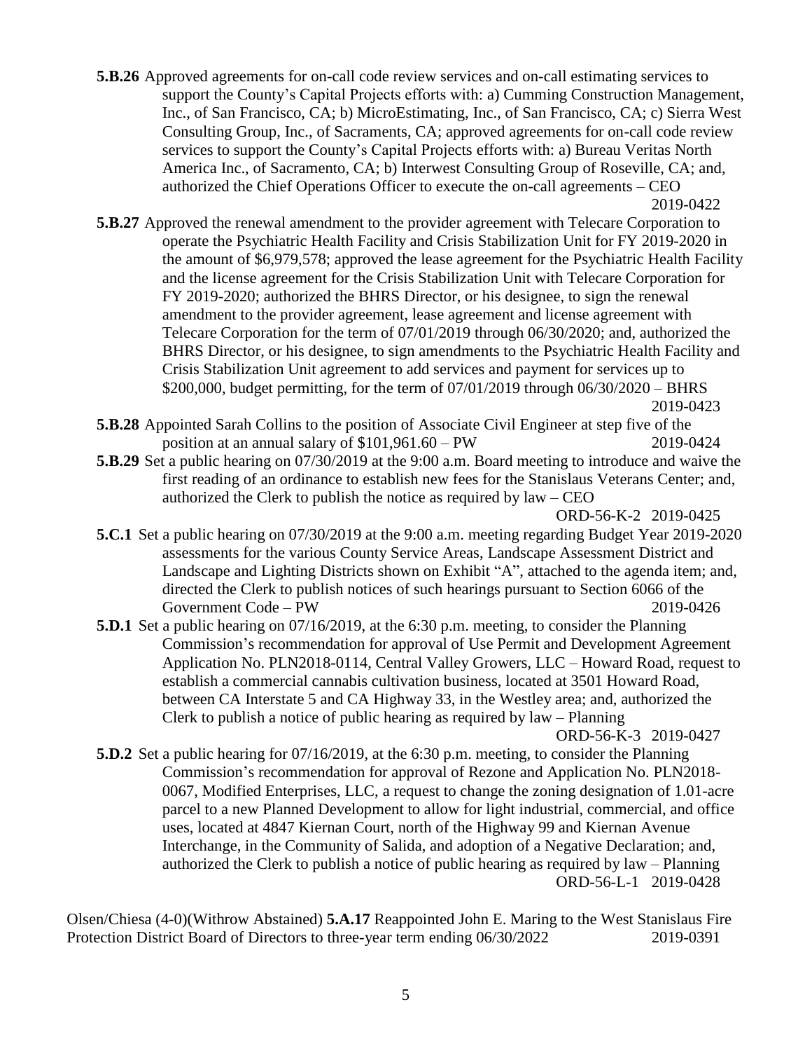**5.B.26** Approved agreements for on-call code review services and on-call estimating services to support the County's Capital Projects efforts with: a) Cumming Construction Management, Inc., of San Francisco, CA; b) MicroEstimating, Inc., of San Francisco, CA; c) Sierra West Consulting Group, Inc., of Sacraments, CA; approved agreements for on-call code review services to support the County's Capital Projects efforts with: a) Bureau Veritas North America Inc., of Sacramento, CA; b) Interwest Consulting Group of Roseville, CA; and, authorized the Chief Operations Officer to execute the on-call agreements – CEO 2019-0422

**5.B.27** Approved the renewal amendment to the provider agreement with Telecare Corporation to operate the Psychiatric Health Facility and Crisis Stabilization Unit for FY 2019-2020 in the amount of $6,979,578; approved the lease agreement for the Psychiatric Health Facility and the license agreement for the Crisis Stabilization Unit with Telecare Corporation for FY 2019-2020; authorized the BHRS Director, or his designee, to sign the renewal amendment to the provider agreement, lease agreement and license agreement with Telecare Corporation for the term of 07/01/2019 through 06/30/2020; and, authorized the BHRS Director, or his designee, to sign amendments to the Psychiatric Health Facility and Crisis Stabilization Unit agreement to add services and payment for services up to $200,000, budget permitting, for the term of 07/01/2019 through 06/30/2020 – BHRS 2019-0423

**5.B.28** Appointed Sarah Collins to the position of Associate Civil Engineer at step five of the position at an annual salary of $101,961.60 – PW 2019-0424

**5.B.29** Set a public hearing on 07/30/2019 at the 9:00 a.m. Board meeting to introduce and waive the first reading of an ordinance to establish new fees for the Stanislaus Veterans Center; and, authorized the Clerk to publish the notice as required by law – CEO ORD-56-K-2 2019-0425

**5.C.1** Set a public hearing on 07/30/2019 at the 9:00 a.m. meeting regarding Budget Year 2019-2020 assessments for the various County Service Areas, Landscape Assessment District and Landscape and Lighting Districts shown on Exhibit "A", attached to the agenda item; and, directed the Clerk to publish notices of such hearings pursuant to Section 6066 of the Government Code – PW 2019-0426

**5.D.1** Set a public hearing on 07/16/2019, at the 6:30 p.m. meeting, to consider the Planning Commission's recommendation for approval of Use Permit and Development Agreement Application No. PLN2018-0114, Central Valley Growers, LLC – Howard Road, request to establish a commercial cannabis cultivation business, located at 3501 Howard Road, between CA Interstate 5 and CA Highway 33, in the Westley area; and, authorized the Clerk to publish a notice of public hearing as required by law – Planning ORD-56-K-3 2019-0427

**5.D.2** Set a public hearing for 07/16/2019, at the 6:30 p.m. meeting, to consider the Planning Commission's recommendation for approval of Rezone and Application No. PLN2018-0067, Modified Enterprises, LLC, a request to change the zoning designation of 1.01-acre parcel to a new Planned Development to allow for light industrial, commercial, and office uses, located at 4847 Kiernan Court, north of the Highway 99 and Kiernan Avenue Interchange, in the Community of Salida, and adoption of a Negative Declaration; and, authorized the Clerk to publish a notice of public hearing as required by law – Planning ORD-56-L-1 2019-0428

Olsen/Chiesa (4-0)(Withrow Abstained) **5.A.17** Reappointed John E. Maring to the West Stanislaus Fire Protection District Board of Directors to three-year term ending 06/30/2022 2019-0391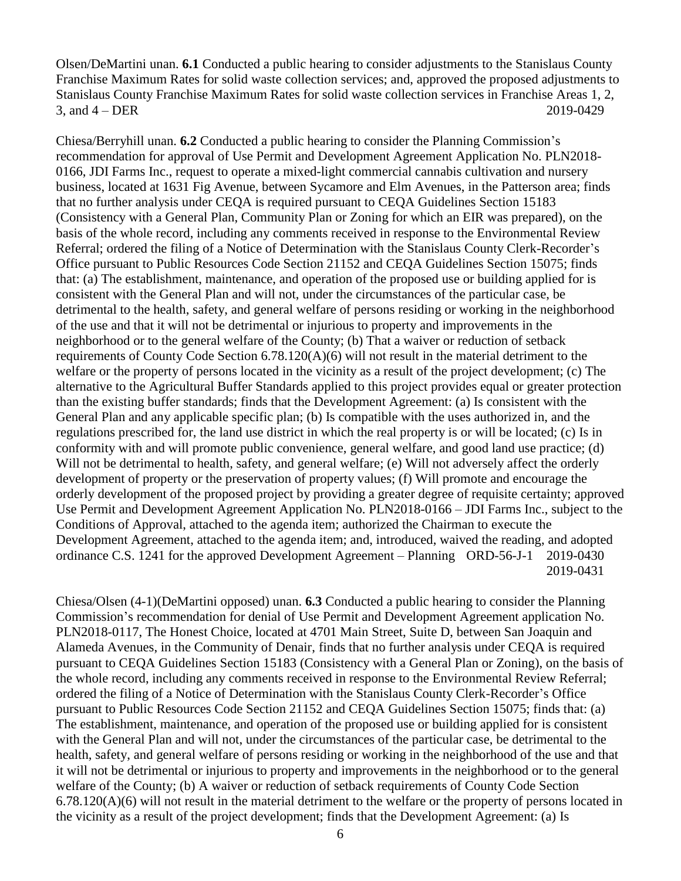Olsen/DeMartini unan. **6.1** Conducted a public hearing to consider adjustments to the Stanislaus County Franchise Maximum Rates for solid waste collection services; and, approved the proposed adjustments to Stanislaus County Franchise Maximum Rates for solid waste collection services in Franchise Areas 1, 2, 3, and 4 – DER 2019-0429

Chiesa/Berryhill unan. **6.2** Conducted a public hearing to consider the Planning Commission's recommendation for approval of Use Permit and Development Agreement Application No. PLN2018-0166, JDI Farms Inc., request to operate a mixed-light commercial cannabis cultivation and nursery business, located at 1631 Fig Avenue, between Sycamore and Elm Avenues, in the Patterson area; finds that no further analysis under CEQA is required pursuant to CEQA Guidelines Section 15183 (Consistency with a General Plan, Community Plan or Zoning for which an EIR was prepared), on the basis of the whole record, including any comments received in response to the Environmental Review Referral; ordered the filing of a Notice of Determination with the Stanislaus County Clerk-Recorder's Office pursuant to Public Resources Code Section 21152 and CEQA Guidelines Section 15075; finds that: (a) The establishment, maintenance, and operation of the proposed use or building applied for is consistent with the General Plan and will not, under the circumstances of the particular case, be detrimental to the health, safety, and general welfare of persons residing or working in the neighborhood of the use and that it will not be detrimental or injurious to property and improvements in the neighborhood or to the general welfare of the County; (b) That a waiver or reduction of setback requirements of County Code Section 6.78.120(A)(6) will not result in the material detriment to the welfare or the property of persons located in the vicinity as a result of the project development; (c) The alternative to the Agricultural Buffer Standards applied to this project provides equal or greater protection than the existing buffer standards; finds that the Development Agreement: (a) Is consistent with the General Plan and any applicable specific plan; (b) Is compatible with the uses authorized in, and the regulations prescribed for, the land use district in which the real property is or will be located; (c) Is in conformity with and will promote public convenience, general welfare, and good land use practice; (d) Will not be detrimental to health, safety, and general welfare; (e) Will not adversely affect the orderly development of property or the preservation of property values; (f) Will promote and encourage the orderly development of the proposed project by providing a greater degree of requisite certainty; approved Use Permit and Development Agreement Application No. PLN2018-0166 – JDI Farms Inc., subject to the Conditions of Approval, attached to the agenda item; authorized the Chairman to execute the Development Agreement, attached to the agenda item; and, introduced, waived the reading, and adopted ordinance C.S. 1241 for the approved Development Agreement – Planning ORD-56-J-1 2019-0430 2019-0431

Chiesa/Olsen (4-1)(DeMartini opposed) unan. **6.3** Conducted a public hearing to consider the Planning Commission's recommendation for denial of Use Permit and Development Agreement application No. PLN2018-0117, The Honest Choice, located at 4701 Main Street, Suite D, between San Joaquin and Alameda Avenues, in the Community of Denair, finds that no further analysis under CEQA is required pursuant to CEQA Guidelines Section 15183 (Consistency with a General Plan or Zoning), on the basis of the whole record, including any comments received in response to the Environmental Review Referral; ordered the filing of a Notice of Determination with the Stanislaus County Clerk-Recorder's Office pursuant to Public Resources Code Section 21152 and CEQA Guidelines Section 15075; finds that: (a) The establishment, maintenance, and operation of the proposed use or building applied for is consistent with the General Plan and will not, under the circumstances of the particular case, be detrimental to the health, safety, and general welfare of persons residing or working in the neighborhood of the use and that it will not be detrimental or injurious to property and improvements in the neighborhood or to the general welfare of the County; (b) A waiver or reduction of setback requirements of County Code Section 6.78.120(A)(6) will not result in the material detriment to the welfare or the property of persons located in the vicinity as a result of the project development; finds that the Development Agreement: (a) Is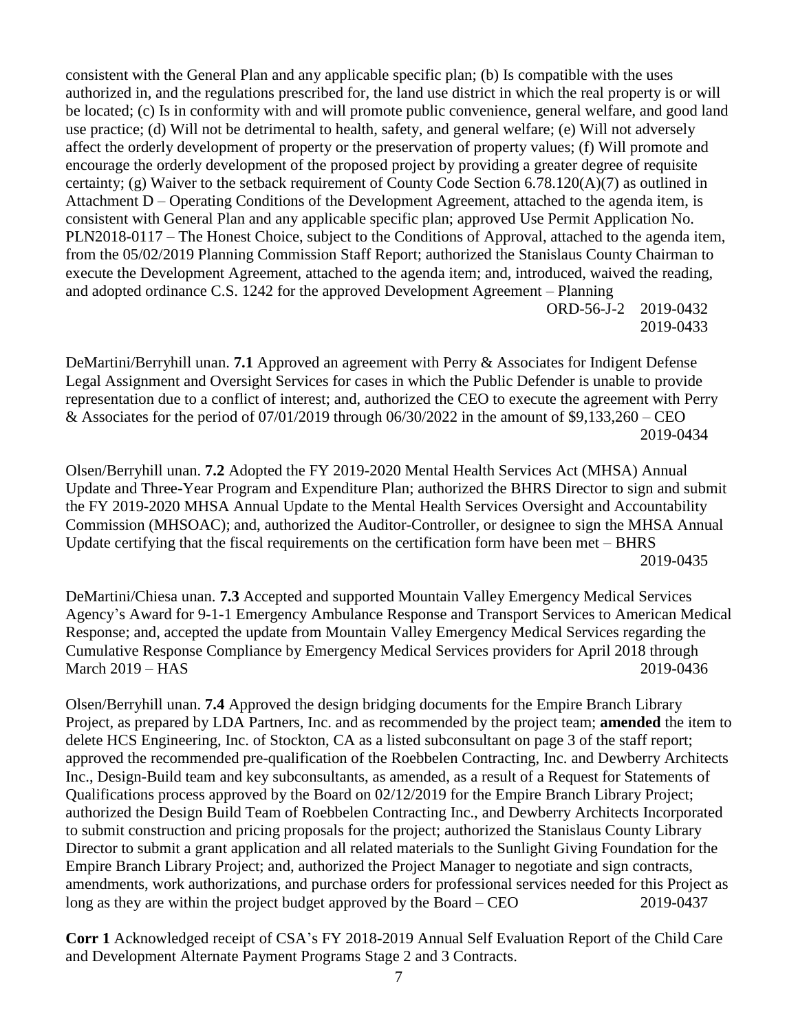consistent with the General Plan and any applicable specific plan; (b) Is compatible with the uses authorized in, and the regulations prescribed for, the land use district in which the real property is or will be located; (c) Is in conformity with and will promote public convenience, general welfare, and good land use practice; (d) Will not be detrimental to health, safety, and general welfare; (e) Will not adversely affect the orderly development of property or the preservation of property values; (f) Will promote and encourage the orderly development of the proposed project by providing a greater degree of requisite certainty; (g) Waiver to the setback requirement of County Code Section 6.78.120(A)(7) as outlined in Attachment D – Operating Conditions of the Development Agreement, attached to the agenda item, is consistent with General Plan and any applicable specific plan; approved Use Permit Application No. PLN2018-0117 – The Honest Choice, subject to the Conditions of Approval, attached to the agenda item, from the 05/02/2019 Planning Commission Staff Report; authorized the Stanislaus County Chairman to execute the Development Agreement, attached to the agenda item; and, introduced, waived the reading, and adopted ordinance C.S. 1242 for the approved Development Agreement – Planning

ORD-56-J-2 2019-0432
2019-0433

DeMartini/Berryhill unan. **7.1** Approved an agreement with Perry & Associates for Indigent Defense Legal Assignment and Oversight Services for cases in which the Public Defender is unable to provide representation due to a conflict of interest; and, authorized the CEO to execute the agreement with Perry & Associates for the period of 07/01/2019 through 06/30/2022 in the amount of $9,133,260 – CEO
2019-0434

Olsen/Berryhill unan. **7.2** Adopted the FY 2019-2020 Mental Health Services Act (MHSA) Annual Update and Three-Year Program and Expenditure Plan; authorized the BHRS Director to sign and submit the FY 2019-2020 MHSA Annual Update to the Mental Health Services Oversight and Accountability Commission (MHSOAC); and, authorized the Auditor-Controller, or designee to sign the MHSA Annual Update certifying that the fiscal requirements on the certification form have been met – BHRS
2019-0435

DeMartini/Chiesa unan. **7.3** Accepted and supported Mountain Valley Emergency Medical Services Agency's Award for 9-1-1 Emergency Ambulance Response and Transport Services to American Medical Response; and, accepted the update from Mountain Valley Emergency Medical Services regarding the Cumulative Response Compliance by Emergency Medical Services providers for April 2018 through March 2019 – HAS 2019-0436

Olsen/Berryhill unan. **7.4** Approved the design bridging documents for the Empire Branch Library Project, as prepared by LDA Partners, Inc. and as recommended by the project team; **amended** the item to delete HCS Engineering, Inc. of Stockton, CA as a listed subconsultant on page 3 of the staff report; approved the recommended pre-qualification of the Roebbelen Contracting, Inc. and Dewberry Architects Inc., Design-Build team and key subconsultants, as amended, as a result of a Request for Statements of Qualifications process approved by the Board on 02/12/2019 for the Empire Branch Library Project; authorized the Design Build Team of Roebbelen Contracting Inc., and Dewberry Architects Incorporated to submit construction and pricing proposals for the project; authorized the Stanislaus County Library Director to submit a grant application and all related materials to the Sunlight Giving Foundation for the Empire Branch Library Project; and, authorized the Project Manager to negotiate and sign contracts, amendments, work authorizations, and purchase orders for professional services needed for this Project as long as they are within the project budget approved by the Board – CEO 2019-0437

**Corr 1** Acknowledged receipt of CSA's FY 2018-2019 Annual Self Evaluation Report of the Child Care and Development Alternate Payment Programs Stage 2 and 3 Contracts.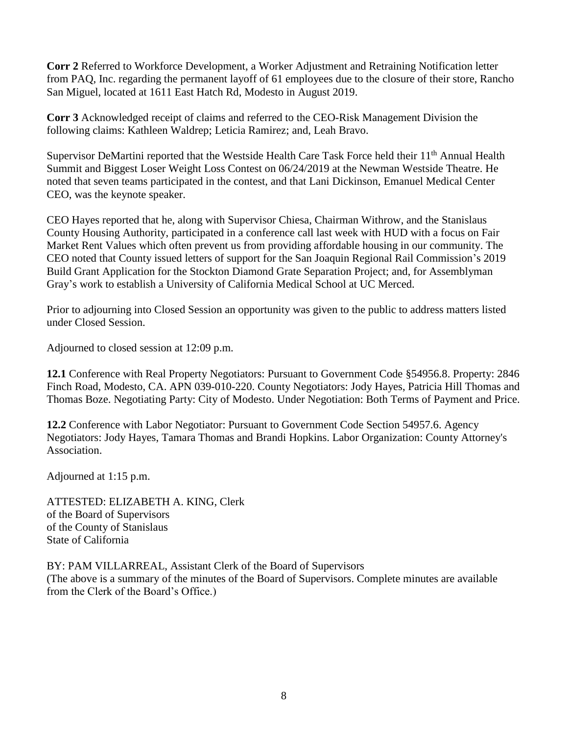**Corr 2** Referred to Workforce Development, a Worker Adjustment and Retraining Notification letter from PAQ, Inc. regarding the permanent layoff of 61 employees due to the closure of their store, Rancho San Miguel, located at 1611 East Hatch Rd, Modesto in August 2019.

**Corr 3** Acknowledged receipt of claims and referred to the CEO-Risk Management Division the following claims: Kathleen Waldrep; Leticia Ramirez; and, Leah Bravo.

Supervisor DeMartini reported that the Westside Health Care Task Force held their 11th Annual Health Summit and Biggest Loser Weight Loss Contest on 06/24/2019 at the Newman Westside Theatre. He noted that seven teams participated in the contest, and that Lani Dickinson, Emanuel Medical Center CEO, was the keynote speaker.

CEO Hayes reported that he, along with Supervisor Chiesa, Chairman Withrow, and the Stanislaus County Housing Authority, participated in a conference call last week with HUD with a focus on Fair Market Rent Values which often prevent us from providing affordable housing in our community. The CEO noted that County issued letters of support for the San Joaquin Regional Rail Commission's 2019 Build Grant Application for the Stockton Diamond Grate Separation Project; and, for Assemblyman Gray's work to establish a University of California Medical School at UC Merced.

Prior to adjourning into Closed Session an opportunity was given to the public to address matters listed under Closed Session.

Adjourned to closed session at 12:09 p.m.

**12.1** Conference with Real Property Negotiators: Pursuant to Government Code §54956.8. Property: 2846 Finch Road, Modesto, CA. APN 039-010-220. County Negotiators: Jody Hayes, Patricia Hill Thomas and Thomas Boze. Negotiating Party: City of Modesto. Under Negotiation: Both Terms of Payment and Price.

**12.2** Conference with Labor Negotiator: Pursuant to Government Code Section 54957.6. Agency Negotiators: Jody Hayes, Tamara Thomas and Brandi Hopkins. Labor Organization: County Attorney's Association.

Adjourned at 1:15 p.m.

ATTESTED: ELIZABETH A. KING, Clerk
of the Board of Supervisors
of the County of Stanislaus
State of California

BY: PAM VILLARREAL, Assistant Clerk of the Board of Supervisors
(The above is a summary of the minutes of the Board of Supervisors. Complete minutes are available from the Clerk of the Board's Office.)